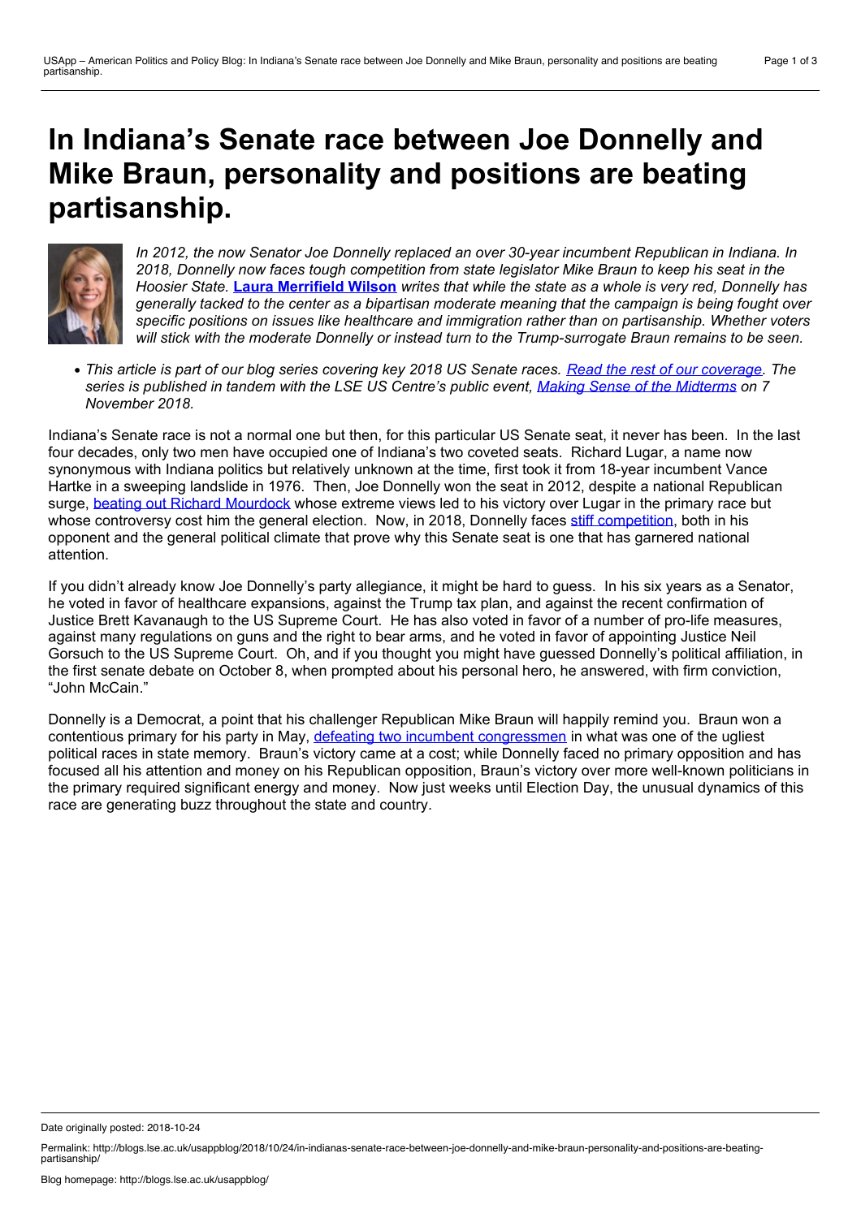# In Indiana's Senate race between Joe Donnelly and Mike Braun, personality and positions are beating partisanship.

*In 2012, the now Senator Joe Donnelly replaced an over 30-year incumbent Republican in Indiana. In 2018, Donnelly now faces tough competition from state legislator Mike Braun to keep his seat in the Hoosier State.* **Laura Merrifield Wilson** *writes that while the state as a whole is very red, Donnelly has generally tacked to the center as a bipartisan moderate meaning that the campaign is being fought over specific positions on issues like healthcare and immigration rather than on partisanship. Whether voters will stick with the moderate Donnelly or instead turn to the Trump-surrogate Braun remains to be seen.*

- *This article is part of our blog series covering key 2018 US Senate races. Read the rest of our coverage. The series is published in tandem with the LSE US Centre's public event, Making Sense of the Midterms on 7 November 2018.*

Indiana's Senate race is not a normal one but then, for this particular US Senate seat, it never has been. In the last four decades, only two men have occupied one of Indiana's two coveted seats. Richard Lugar, a name now synonymous with Indiana politics but relatively unknown at the time, first took it from 18-year incumbent Vance Hartke in a sweeping landslide in 1976. Then, Joe Donnelly won the seat in 2012, despite a national Republican surge, beating out Richard Mourdock whose extreme views led to his victory over Lugar in the primary race but whose controversy cost him the general election. Now, in 2018, Donnelly faces stiff competition, both in his opponent and the general political climate that prove why this Senate seat is one that has garnered national attention.

If you didn't already know Joe Donnelly's party allegiance, it might be hard to guess. In his six years as a Senator, he voted in favor of healthcare expansions, against the Trump tax plan, and against the recent confirmation of Justice Brett Kavanaugh to the US Supreme Court. He has also voted in favor of a number of pro-life measures, against many regulations on guns and the right to bear arms, and he voted in favor of appointing Justice Neil Gorsuch to the US Supreme Court. Oh, and if you thought you might have guessed Donnelly's political affiliation, in the first senate debate on October 8, when prompted about his personal hero, he answered, with firm conviction, "John McCain."

Donnelly is a Democrat, a point that his challenger Republican Mike Braun will happily remind you. Braun won a contentious primary for his party in May, defeating two incumbent congressmen in what was one of the ugliest political races in state memory. Braun's victory came at a cost; while Donnelly faced no primary opposition and has focused all his attention and money on his Republican opposition, Braun's victory over more well-known politicians in the primary required significant energy and money. Now just weeks until Election Day, the unusual dynamics of this race are generating buzz throughout the state and country.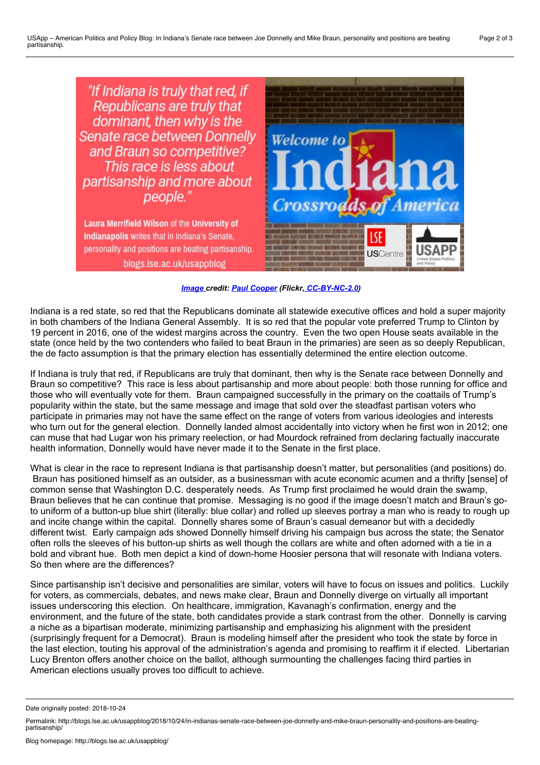*[Image](#) credit: [Paul Cooper](#) (Flickr, [CC-BY-NC-2.0](#))*

Indiana is a red state, so red that the Republicans dominate all statewide executive offices and hold a super majority in both chambers of the Indiana General Assembly. It is so red that the popular vote preferred Trump to Clinton by 19 percent in 2016, one of the widest margins across the country. Even the two open House seats available in the state (once held by the two contenders who failed to beat Braun in the primaries) are seen as so deeply Republican, the de facto assumption is that the primary election has essentially determined the entire election outcome.

If Indiana is truly that red, if Republicans are truly that dominant, then why is the Senate race between Donnelly and Braun so competitive? This race is less about partisanship and more about people: both those running for office and those who will eventually vote for them. Braun campaigned successfully in the primary on the coattails of Trump's popularity within the state, but the same message and image that sold over the steadfast partisan voters who participate in primaries may not have the same effect on the range of voters from various ideologies and interests who turn out for the general election. Donnelly landed almost accidentally into victory when he first won in 2012; one can muse that had Lugar won his primary reelection, or had Mourdock refrained from declaring factually inaccurate health information, Donnelly would have never made it to the Senate in the first place.

What is clear in the race to represent Indiana is that partisanship doesn't matter, but personalities (and positions) do. Braun has positioned himself as an outsider, as a businessman with acute economic acumen and a thrifty [sense] of common sense that Washington D.C. desperately needs. As Trump first proclaimed he would drain the swamp, Braun believes that he can continue that promise. Messaging is no good if the image doesn't match and Braun's go-to uniform of a button-up blue shirt (literally: blue collar) and rolled up sleeves portray a man who is ready to rough up and incite change within the capital. Donnelly shares some of Braun's casual demeanor but with a decidedly different twist. Early campaign ads showed Donnelly himself driving his campaign bus across the state; the Senator often rolls the sleeves of his button-up shirts as well though the collars are white and often adorned with a tie in a bold and vibrant hue. Both men depict a kind of down-home Hoosier persona that will resonate with Indiana voters. So then where are the differences?

Since partisanship isn't decisive and personalities are similar, voters will have to focus on issues and politics. Luckily for voters, as commercials, debates, and news make clear, Braun and Donnelly diverge on virtually all important issues underscoring this election. On healthcare, immigration, Kavanagh's confirmation, energy and the environment, and the future of the state, both candidates provide a stark contrast from the other. Donnelly is carving a niche as a bipartisan moderate, minimizing partisanship and emphasizing his alignment with the president (surprisingly frequent for a Democrat). Braun is modeling himself after the president who took the state by force in the last election, touting his approval of the administration's agenda and promising to reaffirm it if elected. Libertarian Lucy Brenton offers another choice on the ballot, although surmounting the challenges facing third parties in American elections usually proves too difficult to achieve.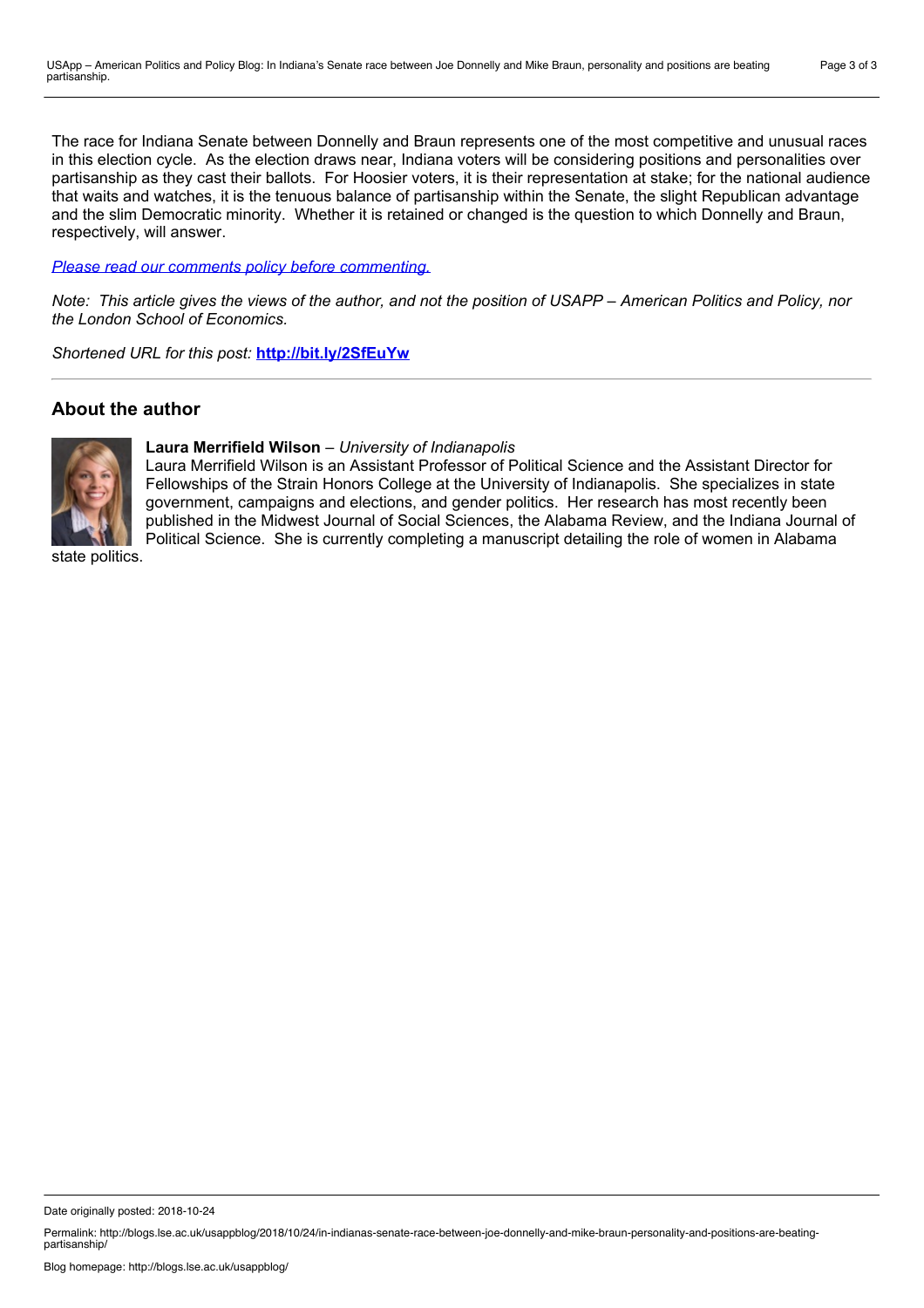The race for Indiana Senate between Donnelly and Braun represents one of the most competitive and unusual races in this election cycle. As the election draws near, Indiana voters will be considering positions and personalities over partisanship as they cast their ballots. For Hoosier voters, it is their representation at stake; for the national audience that waits and watches, it is the tenuous balance of partisanship within the Senate, the slight Republican advantage and the slim Democratic minority. Whether it is retained or changed is the question to which Donnelly and Braun, respectively, will answer.

*Please read our comments policy before commenting.*

*Note: This article gives the views of the author, and not the position of USAPP – American Politics and Policy, nor the London School of Economics.*

*Shortened URL for this post:* **http://bit.ly/2SfEuYw**

---

## About the author

**Laura Merrifield Wilson** – *University of Indianapolis*
Laura Merrifield Wilson is an Assistant Professor of Political Science and the Assistant Director for Fellowships of the Strain Honors College at the University of Indianapolis. She specializes in state government, campaigns and elections, and gender politics. Her research has most recently been published in the Midwest Journal of Social Sciences, the Alabama Review, and the Indiana Journal of Political Science. She is currently completing a manuscript detailing the role of women in Alabama state politics.

Date originally posted: 2018-10-24

Permalink: http://blogs.lse.ac.uk/usappblog/2018/10/24/in-indianas-senate-race-between-joe-donnelly-and-mike-braun-personality-and-positions-are-beating-partisanship/

Blog homepage: http://blogs.lse.ac.uk/usappblog/